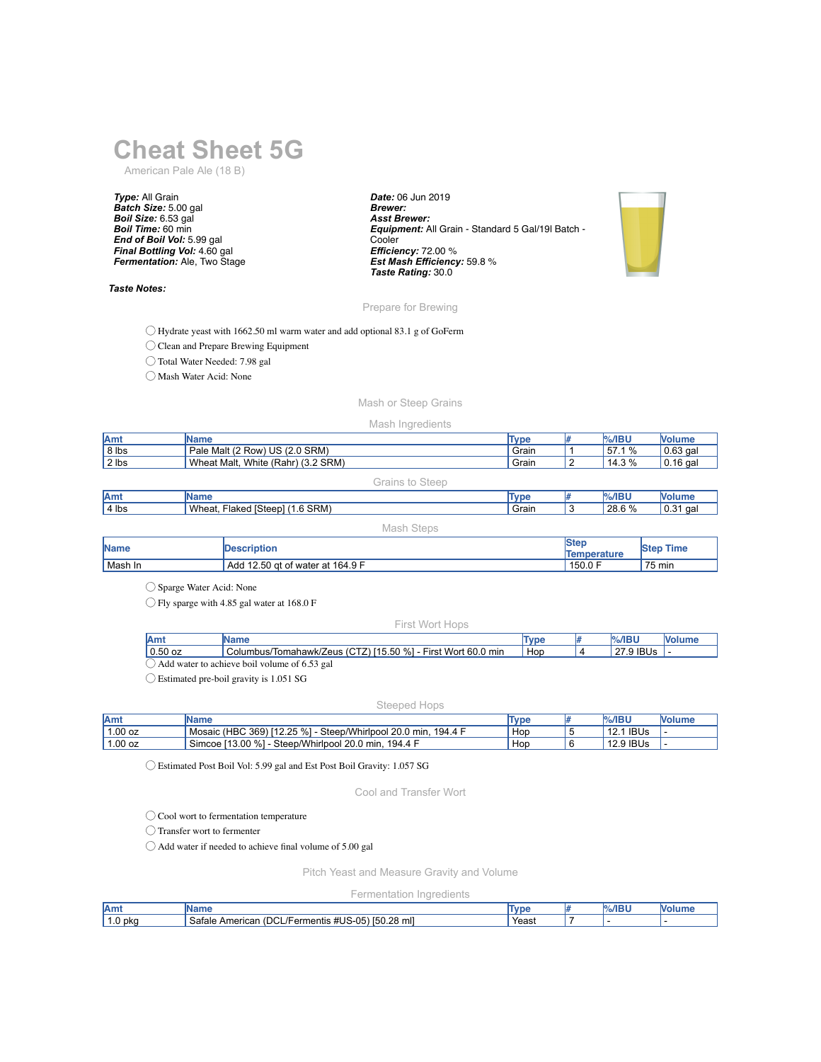# Cheat Sheet 5G

American Pale Ale (18 B)

***Type:*** All Grain
***Batch Size:*** 5.00 gal
***Boil Size:*** 6.53 gal
***Boil Time:*** 60 min
***End of Boil Vol:*** 5.99 gal
***Final Bottling Vol:*** 4.60 gal
***Fermentation:*** Ale, Two Stage

***Date:*** 06 Jun 2019
***Brewer:***
***Asst Brewer:***
***Equipment:*** All Grain - Standard 5 Gal/19l Batch - Cooler
***Efficiency:*** 72.00 %
***Est Mash Efficiency:*** 59.8 %
***Taste Rating:*** 30.0

***Taste Notes:***

## Prepare for Brewing

- ◯ Hydrate yeast with 1662.50 ml warm water and add optional 83.1 g of GoFerm
- ◯ Clean and Prepare Brewing Equipment
- ◯ Total Water Needed: 7.98 gal
- ◯ Mash Water Acid: None

## Mash or Steep Grains

### Mash Ingredients

| Amt | Name | Type | # | %/IBU | Volume |
|---|---|---|---|---|---|
| 8 lbs | Pale Malt (2 Row) US (2.0 SRM) | Grain | 1 | 57.1 % | 0.63 gal |
| 2 lbs | Wheat Malt, White (Rahr) (3.2 SRM) | Grain | 2 | 14.3 % | 0.16 gal |

### Grains to Steep

| Amt | Name | Type | # | %/IBU | Volume |
|---|---|---|---|---|---|
| 4 lbs | Wheat, Flaked [Steep] (1.6 SRM) | Grain | 3 | 28.6 % | 0.31 gal |

### Mash Steps

| Name | Description | Step Temperature | Step Time |
|---|---|---|---|
| Mash In | Add 12.50 qt of water at 164.9 F | 150.0 F | 75 min |

- ◯ Sparge Water Acid: None
- ◯ Fly sparge with 4.85 gal water at 168.0 F

### First Wort Hops

| Amt | Name | Type | # | %/IBU | Volume |
|---|---|---|---|---|---|
| 0.50 oz | Columbus/Tomahawk/Zeus (CTZ) [15.50 %] - First Wort 60.0 min | Hop | 4 | 27.9 IBUs | - |

- ◯ Add water to achieve boil volume of 6.53 gal
- ◯ Estimated pre-boil gravity is 1.051 SG

### Steeped Hops

| Amt | Name | Type | # | %/IBU | Volume |
|---|---|---|---|---|---|
| 1.00 oz | Mosaic (HBC 369) [12.25 %] - Steep/Whirlpool 20.0 min, 194.4 F | Hop | 5 | 12.1 IBUs | - |
| 1.00 oz | Simcoe [13.00 %] - Steep/Whirlpool 20.0 min, 194.4 F | Hop | 6 | 12.9 IBUs | - |

- ◯ Estimated Post Boil Vol: 5.99 gal and Est Post Boil Gravity: 1.057 SG

## Cool and Transfer Wort

- ◯ Cool wort to fermentation temperature
- ◯ Transfer wort to fermenter
- ◯ Add water if needed to achieve final volume of 5.00 gal

## Pitch Yeast and Measure Gravity and Volume

### Fermentation Ingredients

| Amt | Name | Type | # | %/IBU | Volume |
|---|---|---|---|---|---|
| 1.0 pkg | Safale American (DCL/Fermentis #US-05) [50.28 ml] | Yeast | 7 | - | - |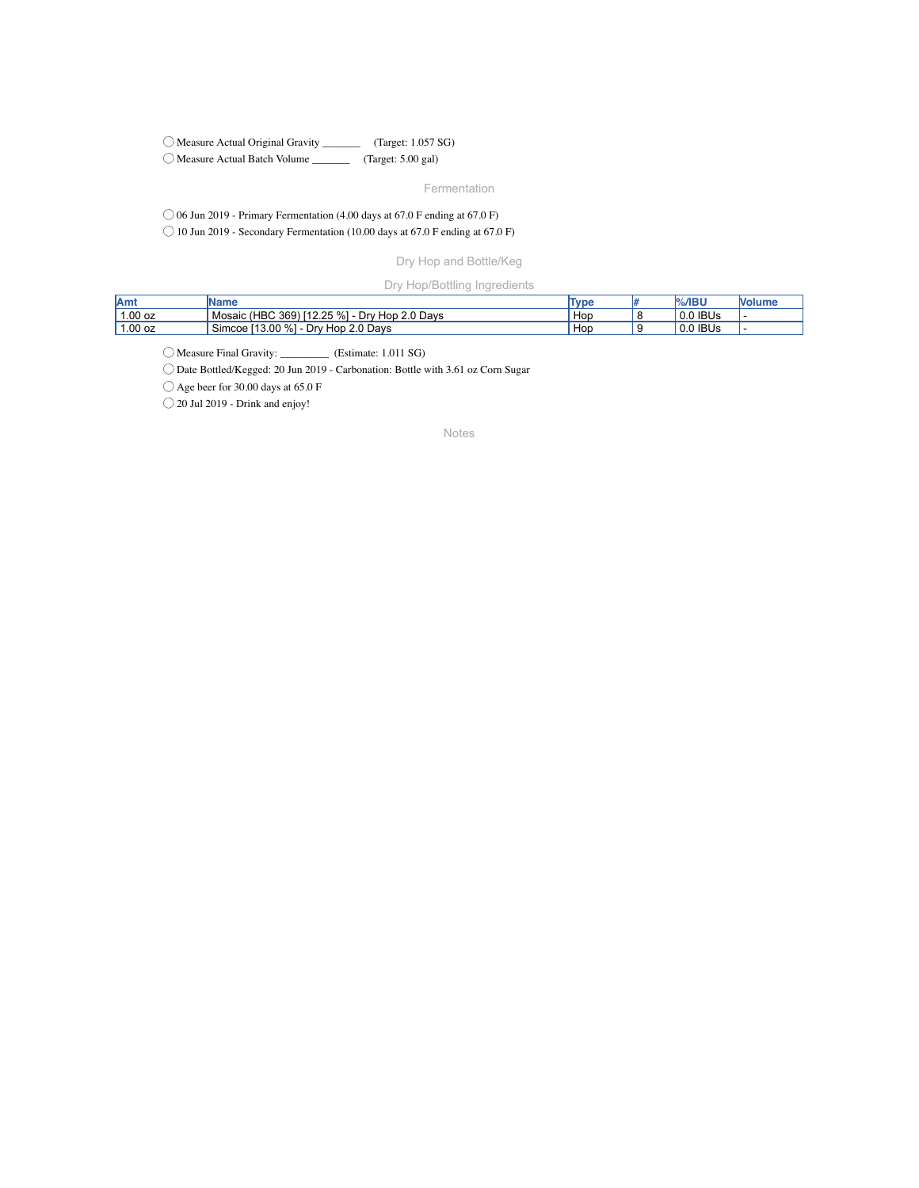◯ Measure Actual Original Gravity _______ (Target: 1.057 SG)

◯ Measure Actual Batch Volume _______ (Target: 5.00 gal)

## Fermentation

◯ 06 Jun 2019 - Primary Fermentation (4.00 days at 67.0 F ending at 67.0 F)

◯ 10 Jun 2019 - Secondary Fermentation (10.00 days at 67.0 F ending at 67.0 F)

## Dry Hop and Bottle/Keg

### Dry Hop/Bottling Ingredients

| Amt | Name | Type | # | %/IBU | Volume |
|---|---|---|---|---|---|
| 1.00 oz | Mosaic (HBC 369) [12.25 %] - Dry Hop 2.0 Days | Hop | 8 | 0.0 IBUs | - |
| 1.00 oz | Simcoe [13.00 %] - Dry Hop 2.0 Days | Hop | 9 | 0.0 IBUs | - |

◯ Measure Final Gravity: _________ (Estimate: 1.011 SG)

◯ Date Bottled/Kegged: 20 Jun 2019 - Carbonation: Bottle with 3.61 oz Corn Sugar

◯ Age beer for 30.00 days at 65.0 F

◯ 20 Jul 2019 - Drink and enjoy!

## Notes